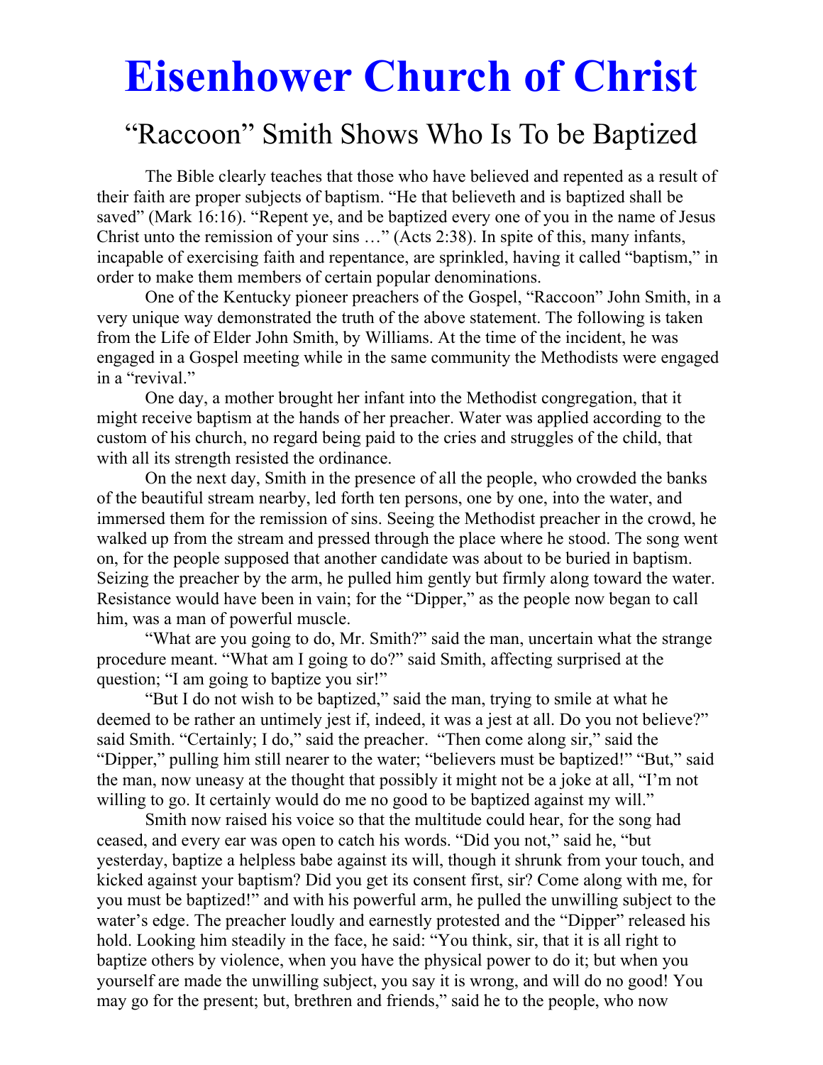# Eisenhower Church of Christ

## “Raccoon” Smith Shows Who Is To be Baptized

The Bible clearly teaches that those who have believed and repented as a result of their faith are proper subjects of baptism. “He that believeth and is baptized shall be saved” (Mark 16:16). “Repent ye, and be baptized every one of you in the name of Jesus Christ unto the remission of your sins …” (Acts 2:38). In spite of this, many infants, incapable of exercising faith and repentance, are sprinkled, having it called “baptism,” in order to make them members of certain popular denominations.

One of the Kentucky pioneer preachers of the Gospel, “Raccoon” John Smith, in a very unique way demonstrated the truth of the above statement. The following is taken from the Life of Elder John Smith, by Williams. At the time of the incident, he was engaged in a Gospel meeting while in the same community the Methodists were engaged in a “revival.”

One day, a mother brought her infant into the Methodist congregation, that it might receive baptism at the hands of her preacher. Water was applied according to the custom of his church, no regard being paid to the cries and struggles of the child, that with all its strength resisted the ordinance.

On the next day, Smith in the presence of all the people, who crowded the banks of the beautiful stream nearby, led forth ten persons, one by one, into the water, and immersed them for the remission of sins. Seeing the Methodist preacher in the crowd, he walked up from the stream and pressed through the place where he stood. The song went on, for the people supposed that another candidate was about to be buried in baptism. Seizing the preacher by the arm, he pulled him gently but firmly along toward the water. Resistance would have been in vain; for the “Dipper,” as the people now began to call him, was a man of powerful muscle.

“What are you going to do, Mr. Smith?” said the man, uncertain what the strange procedure meant. “What am I going to do?” said Smith, affecting surprised at the question; “I am going to baptize you sir!”

“But I do not wish to be baptized,” said the man, trying to smile at what he deemed to be rather an untimely jest if, indeed, it was a jest at all. Do you not believe?” said Smith. “Certainly; I do,” said the preacher. “Then come along sir,” said the “Dipper,” pulling him still nearer to the water; “believers must be baptized!” “But,” said the man, now uneasy at the thought that possibly it might not be a joke at all, “I’m not willing to go. It certainly would do me no good to be baptized against my will.”

Smith now raised his voice so that the multitude could hear, for the song had ceased, and every ear was open to catch his words. “Did you not,” said he, “but yesterday, baptize a helpless babe against its will, though it shrunk from your touch, and kicked against your baptism? Did you get its consent first, sir? Come along with me, for you must be baptized!” and with his powerful arm, he pulled the unwilling subject to the water’s edge. The preacher loudly and earnestly protested and the “Dipper” released his hold. Looking him steadily in the face, he said: “You think, sir, that it is all right to baptize others by violence, when you have the physical power to do it; but when you yourself are made the unwilling subject, you say it is wrong, and will do no good! You may go for the present; but, brethren and friends,” said he to the people, who now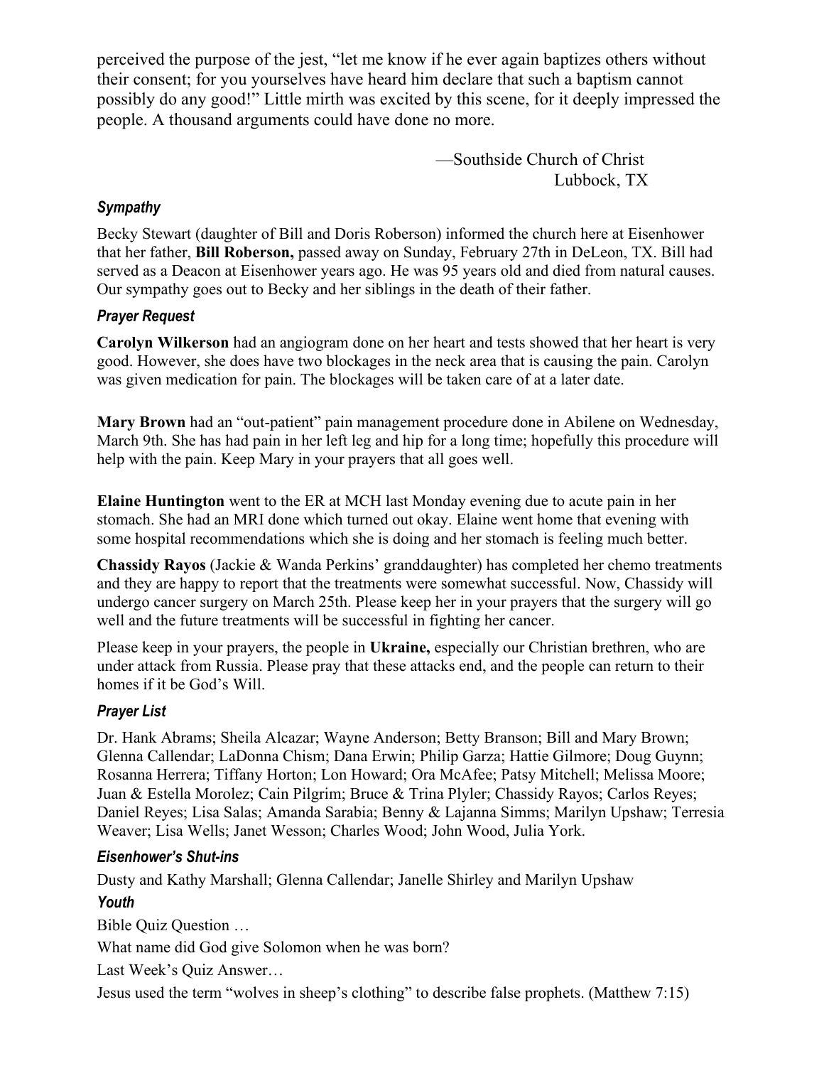perceived the purpose of the jest, "let me know if he ever again baptizes others without their consent; for you yourselves have heard him declare that such a baptism cannot possibly do any good!" Little mirth was excited by this scene, for it deeply impressed the people. A thousand arguments could have done no more.

—Southside Church of Christ
Lubbock, TX

### *Sympathy*

Becky Stewart (daughter of Bill and Doris Roberson) informed the church here at Eisenhower that her father, **Bill Roberson,** passed away on Sunday, February 27th in DeLeon, TX. Bill had served as a Deacon at Eisenhower years ago. He was 95 years old and died from natural causes. Our sympathy goes out to Becky and her siblings in the death of their father.

### *Prayer Request*

**Carolyn Wilkerson** had an angiogram done on her heart and tests showed that her heart is very good. However, she does have two blockages in the neck area that is causing the pain. Carolyn was given medication for pain. The blockages will be taken care of at a later date.

**Mary Brown** had an "out-patient" pain management procedure done in Abilene on Wednesday, March 9th. She has had pain in her left leg and hip for a long time; hopefully this procedure will help with the pain. Keep Mary in your prayers that all goes well.

**Elaine Huntington** went to the ER at MCH last Monday evening due to acute pain in her stomach. She had an MRI done which turned out okay. Elaine went home that evening with some hospital recommendations which she is doing and her stomach is feeling much better.

**Chassidy Rayos** (Jackie & Wanda Perkins' granddaughter) has completed her chemo treatments and they are happy to report that the treatments were somewhat successful. Now, Chassidy will undergo cancer surgery on March 25th. Please keep her in your prayers that the surgery will go well and the future treatments will be successful in fighting her cancer.

Please keep in your prayers, the people in **Ukraine,** especially our Christian brethren, who are under attack from Russia. Please pray that these attacks end, and the people can return to their homes if it be God's Will.

### *Prayer List*

Dr. Hank Abrams; Sheila Alcazar; Wayne Anderson; Betty Branson; Bill and Mary Brown; Glenna Callendar; LaDonna Chism; Dana Erwin; Philip Garza; Hattie Gilmore; Doug Guynn; Rosanna Herrera; Tiffany Horton; Lon Howard; Ora McAfee; Patsy Mitchell; Melissa Moore; Juan & Estella Morolez; Cain Pilgrim; Bruce & Trina Plyler; Chassidy Rayos; Carlos Reyes; Daniel Reyes; Lisa Salas; Amanda Sarabia; Benny & Lajanna Simms; Marilyn Upshaw; Terresia Weaver; Lisa Wells; Janet Wesson; Charles Wood; John Wood, Julia York.

### *Eisenhower's Shut-ins*

Dusty and Kathy Marshall; Glenna Callendar; Janelle Shirley and Marilyn Upshaw

### *Youth*

Bible Quiz Question …

What name did God give Solomon when he was born?

Last Week's Quiz Answer…

Jesus used the term "wolves in sheep's clothing" to describe false prophets. (Matthew 7:15)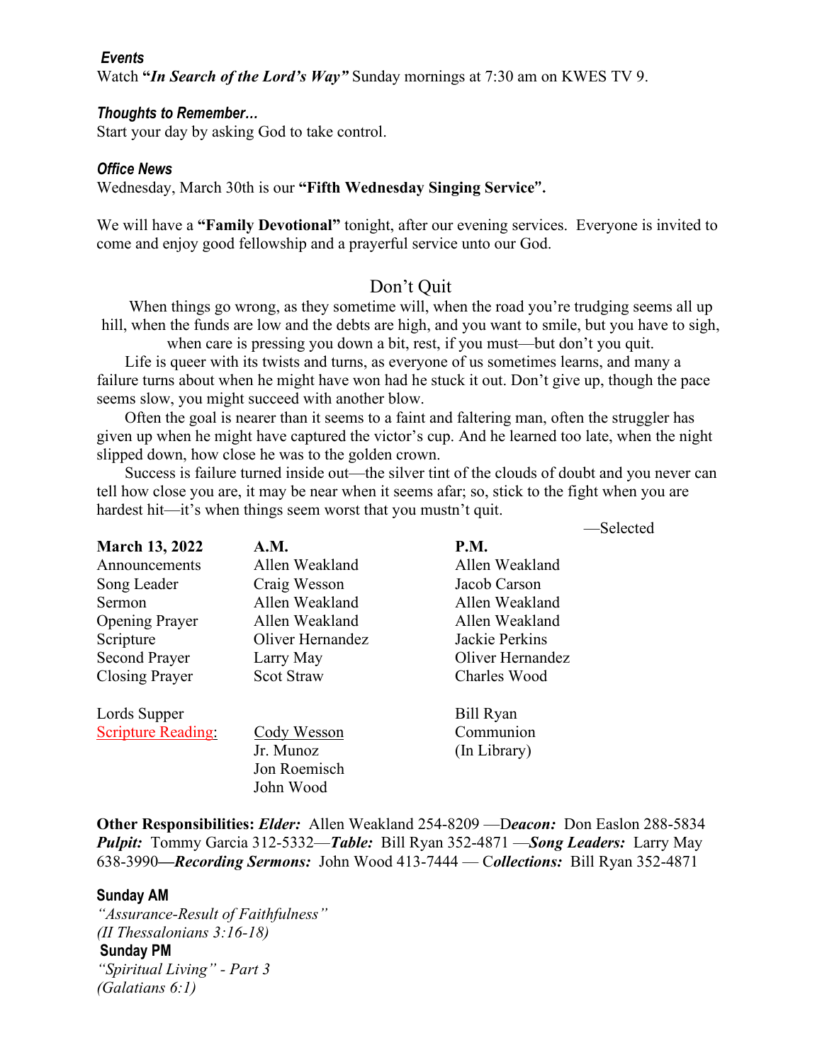***Events***

Watch **"*In Search of the Lord's Way"*** Sunday mornings at 7:30 am on KWES TV 9.

***Thoughts to Remember…***

Start your day by asking God to take control.

***Office News***

Wednesday, March 30th is our **"Fifth Wednesday Singing Service".**

We will have a **"Family Devotional"** tonight, after our evening services. Everyone is invited to come and enjoy good fellowship and a prayerful service unto our God.

## Don't Quit

When things go wrong, as they sometime will, when the road you're trudging seems all up hill, when the funds are low and the debts are high, and you want to smile, but you have to sigh, when care is pressing you down a bit, rest, if you must—but don't you quit.

Life is queer with its twists and turns, as everyone of us sometimes learns, and many a failure turns about when he might have won had he stuck it out. Don't give up, though the pace seems slow, you might succeed with another blow.

Often the goal is nearer than it seems to a faint and faltering man, often the struggler has given up when he might have captured the victor's cup. And he learned too late, when the night slipped down, how close he was to the golden crown.

Success is failure turned inside out—the silver tint of the clouds of doubt and you never can tell how close you are, it may be near when it seems afar; so, stick to the fight when you are hardest hit—it's when things seem worst that you mustn't quit.

—Selected

| **March 13, 2022** | **A.M.** | **P.M.** |
|---|---|---|
| Announcements | Allen Weakland | Allen Weakland |
| Song Leader | Craig Wesson | Jacob Carson |
| Sermon | Allen Weakland | Allen Weakland |
| Opening Prayer | Allen Weakland | Allen Weakland |
| Scripture | Oliver Hernandez | Jackie Perkins |
| Second Prayer | Larry May | Oliver Hernandez |
| Closing Prayer | Scot Straw | Charles Wood |
| | | |
| Lords Supper | | Bill Ryan |
| Scripture Reading: | Cody Wesson | Communion |
| | Jr. Munoz | (In Library) |
| | Jon Roemisch | |
| | John Wood | |

**Other Responsibilities:** ***Elder:*** Allen Weakland 254-8209 —D***eacon:*** Don Easlon 288-5834 ***Pulpit:*** Tommy Garcia 312-5332—***Table:*** Bill Ryan 352-4871 —***Song Leaders:*** Larry May 638-3990**—*Recording Sermons:*** John Wood 413-7444 — C***ollections:*** Bill Ryan 352-4871

**Sunday AM**

*"Assurance-Result of Faithfulness"*
*(II Thessalonians 3:16-18)*

**Sunday PM**

*"Spiritual Living" - Part 3*
*(Galatians 6:1)*